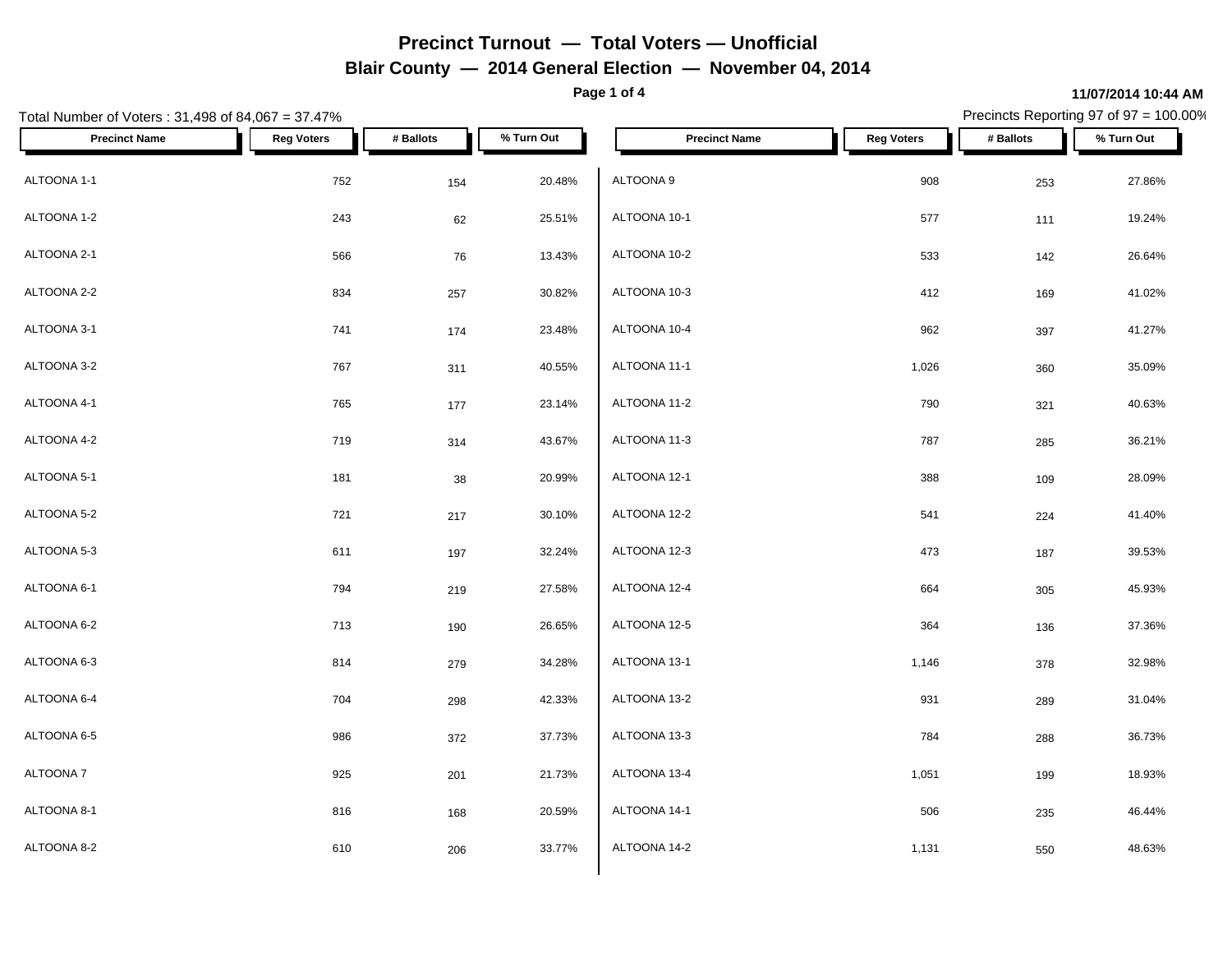# Precinct Turnout — Total Voters — Unofficial

## Blair County — 2014 General Election — November 04, 2014

11/07/2014 10:44 AM

Total Number of Voters : 31,498 of 84,067 = 37.47%

Precincts Reporting 97 of 97 = 100.00%

| Precinct Name | Reg Voters | # Ballots | % Turn Out |
|---|---|---|---|
| ALTOONA 1-1 | 752 | 154 | 20.48% |
| ALTOONA 1-2 | 243 | 62 | 25.51% |
| ALTOONA 2-1 | 566 | 76 | 13.43% |
| ALTOONA 2-2 | 834 | 257 | 30.82% |
| ALTOONA 3-1 | 741 | 174 | 23.48% |
| ALTOONA 3-2 | 767 | 311 | 40.55% |
| ALTOONA 4-1 | 765 | 177 | 23.14% |
| ALTOONA 4-2 | 719 | 314 | 43.67% |
| ALTOONA 5-1 | 181 | 38 | 20.99% |
| ALTOONA 5-2 | 721 | 217 | 30.10% |
| ALTOONA 5-3 | 611 | 197 | 32.24% |
| ALTOONA 6-1 | 794 | 219 | 27.58% |
| ALTOONA 6-2 | 713 | 190 | 26.65% |
| ALTOONA 6-3 | 814 | 279 | 34.28% |
| ALTOONA 6-4 | 704 | 298 | 42.33% |
| ALTOONA 6-5 | 986 | 372 | 37.73% |
| ALTOONA 7 | 925 | 201 | 21.73% |
| ALTOONA 8-1 | 816 | 168 | 20.59% |
| ALTOONA 8-2 | 610 | 206 | 33.77% |
| ALTOONA 9 | 908 | 253 | 27.86% |
| ALTOONA 10-1 | 577 | 111 | 19.24% |
| ALTOONA 10-2 | 533 | 142 | 26.64% |
| ALTOONA 10-3 | 412 | 169 | 41.02% |
| ALTOONA 10-4 | 962 | 397 | 41.27% |
| ALTOONA 11-1 | 1,026 | 360 | 35.09% |
| ALTOONA 11-2 | 790 | 321 | 40.63% |
| ALTOONA 11-3 | 787 | 285 | 36.21% |
| ALTOONA 12-1 | 388 | 109 | 28.09% |
| ALTOONA 12-2 | 541 | 224 | 41.40% |
| ALTOONA 12-3 | 473 | 187 | 39.53% |
| ALTOONA 12-4 | 664 | 305 | 45.93% |
| ALTOONA 12-5 | 364 | 136 | 37.36% |
| ALTOONA 13-1 | 1,146 | 378 | 32.98% |
| ALTOONA 13-2 | 931 | 289 | 31.04% |
| ALTOONA 13-3 | 784 | 288 | 36.73% |
| ALTOONA 13-4 | 1,051 | 199 | 18.93% |
| ALTOONA 14-1 | 506 | 235 | 46.44% |
| ALTOONA 14-2 | 1,131 | 550 | 48.63% |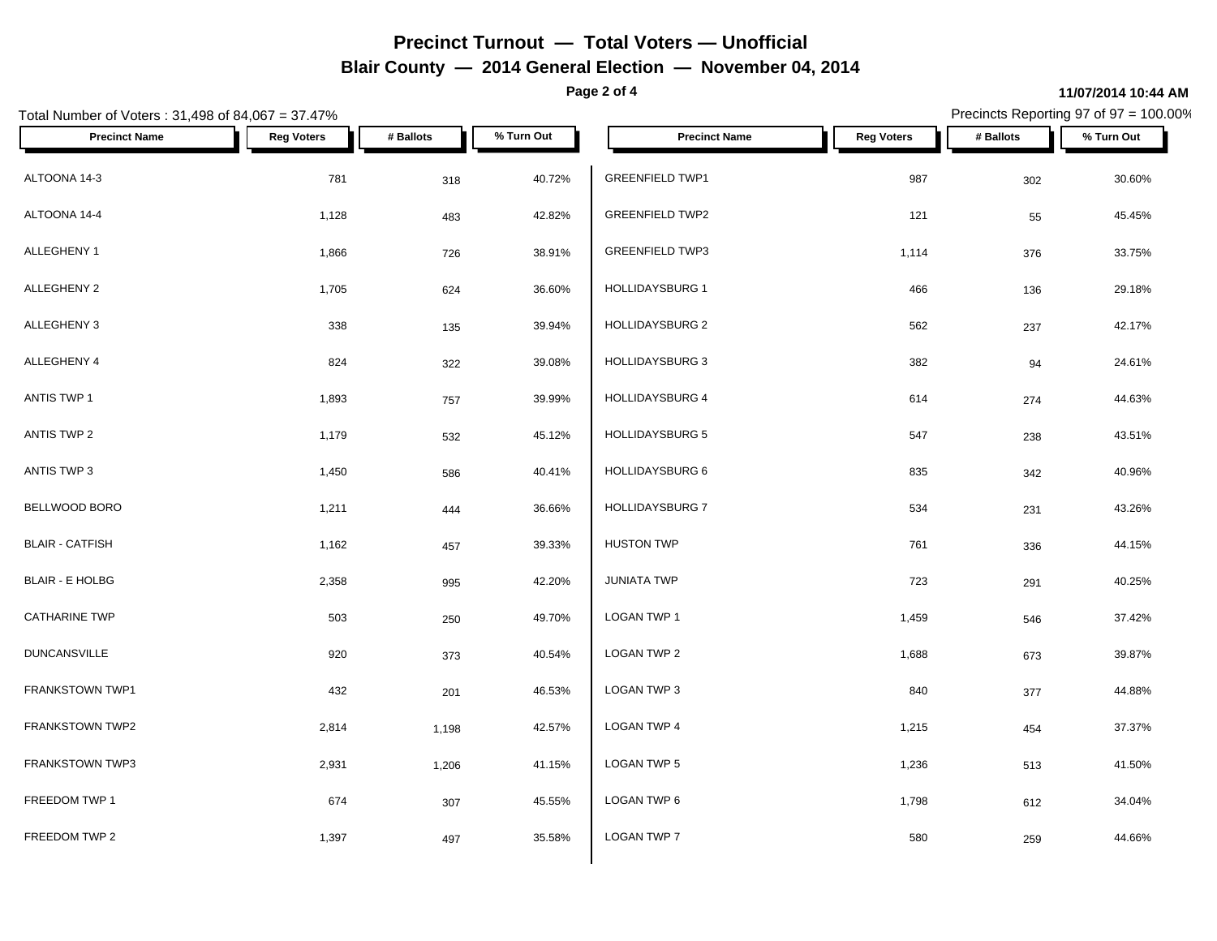# Precinct Turnout — Total Voters — Unofficial

## Blair County — 2014 General Election — November 04, 2014

11/07/2014 10:44 AM

Total Number of Voters : 31,498 of 84,067 = 37.47%

Precincts Reporting 97 of 97 = 100.00%

| Precinct Name | Reg Voters | # Ballots | % Turn Out |
|---|---|---|---|
| ALTOONA 14-3 | 781 | 318 | 40.72% |
| ALTOONA 14-4 | 1,128 | 483 | 42.82% |
| ALLEGHENY 1 | 1,866 | 726 | 38.91% |
| ALLEGHENY 2 | 1,705 | 624 | 36.60% |
| ALLEGHENY 3 | 338 | 135 | 39.94% |
| ALLEGHENY 4 | 824 | 322 | 39.08% |
| ANTIS TWP 1 | 1,893 | 757 | 39.99% |
| ANTIS TWP 2 | 1,179 | 532 | 45.12% |
| ANTIS TWP 3 | 1,450 | 586 | 40.41% |
| BELLWOOD BORO | 1,211 | 444 | 36.66% |
| BLAIR - CATFISH | 1,162 | 457 | 39.33% |
| BLAIR - E HOLBG | 2,358 | 995 | 42.20% |
| CATHARINE TWP | 503 | 250 | 49.70% |
| DUNCANSVILLE | 920 | 373 | 40.54% |
| FRANKSTOWN TWP1 | 432 | 201 | 46.53% |
| FRANKSTOWN TWP2 | 2,814 | 1,198 | 42.57% |
| FRANKSTOWN TWP3 | 2,931 | 1,206 | 41.15% |
| FREEDOM TWP 1 | 674 | 307 | 45.55% |
| FREEDOM TWP 2 | 1,397 | 497 | 35.58% |
| GREENFIELD TWP1 | 987 | 302 | 30.60% |
| GREENFIELD TWP2 | 121 | 55 | 45.45% |
| GREENFIELD TWP3 | 1,114 | 376 | 33.75% |
| HOLLIDAYSBURG 1 | 466 | 136 | 29.18% |
| HOLLIDAYSBURG 2 | 562 | 237 | 42.17% |
| HOLLIDAYSBURG 3 | 382 | 94 | 24.61% |
| HOLLIDAYSBURG 4 | 614 | 274 | 44.63% |
| HOLLIDAYSBURG 5 | 547 | 238 | 43.51% |
| HOLLIDAYSBURG 6 | 835 | 342 | 40.96% |
| HOLLIDAYSBURG 7 | 534 | 231 | 43.26% |
| HUSTON TWP | 761 | 336 | 44.15% |
| JUNIATA TWP | 723 | 291 | 40.25% |
| LOGAN TWP 1 | 1,459 | 546 | 37.42% |
| LOGAN TWP 2 | 1,688 | 673 | 39.87% |
| LOGAN TWP 3 | 840 | 377 | 44.88% |
| LOGAN TWP 4 | 1,215 | 454 | 37.37% |
| LOGAN TWP 5 | 1,236 | 513 | 41.50% |
| LOGAN TWP 6 | 1,798 | 612 | 34.04% |
| LOGAN TWP 7 | 580 | 259 | 44.66% |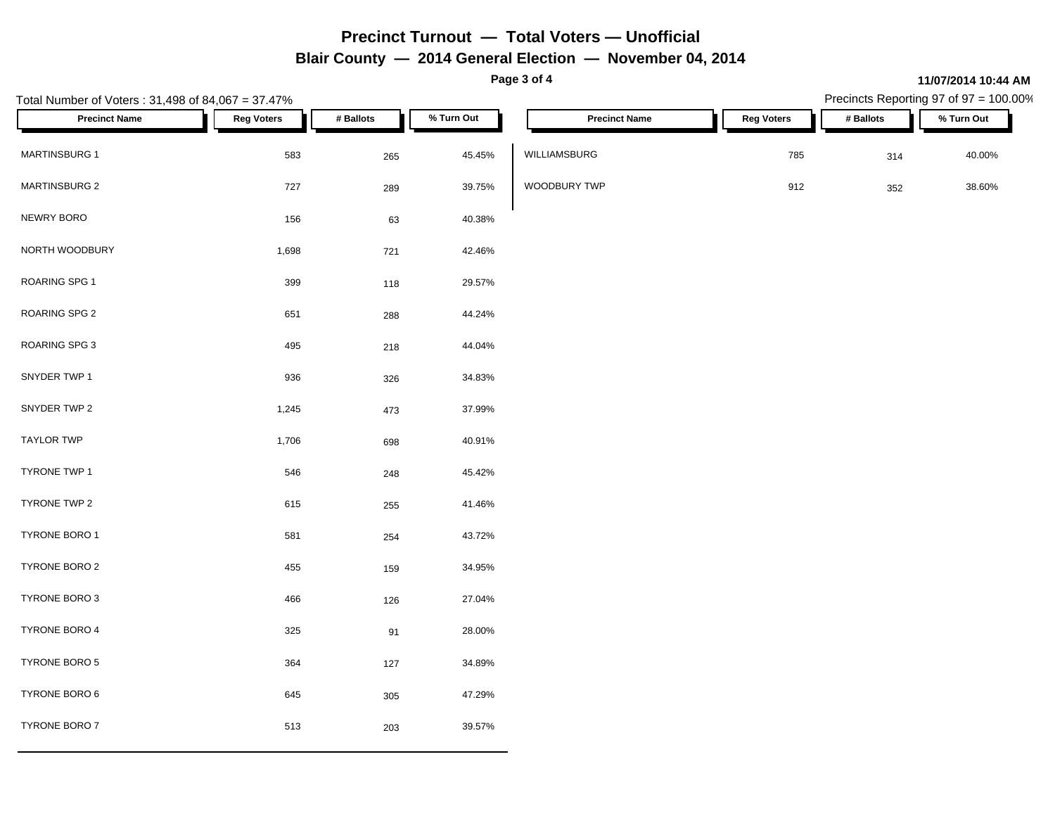# Precinct Turnout — Total Voters — Unofficial

## Blair County — 2014 General Election — November 04, 2014

11/07/2014 10:44 AM

Total Number of Voters : 31,498 of 84,067 = 37.47%

Precincts Reporting 97 of 97 = 100.00%

| Precinct Name | Reg Voters | # Ballots | % Turn Out |
|---|---|---|---|
| MARTINSBURG 1 | 583 | 265 | 45.45% |
| MARTINSBURG 2 | 727 | 289 | 39.75% |
| NEWRY BORO | 156 | 63 | 40.38% |
| NORTH WOODBURY | 1,698 | 721 | 42.46% |
| ROARING SPG 1 | 399 | 118 | 29.57% |
| ROARING SPG 2 | 651 | 288 | 44.24% |
| ROARING SPG 3 | 495 | 218 | 44.04% |
| SNYDER TWP 1 | 936 | 326 | 34.83% |
| SNYDER TWP 2 | 1,245 | 473 | 37.99% |
| TAYLOR TWP | 1,706 | 698 | 40.91% |
| TYRONE TWP 1 | 546 | 248 | 45.42% |
| TYRONE TWP 2 | 615 | 255 | 41.46% |
| TYRONE BORO 1 | 581 | 254 | 43.72% |
| TYRONE BORO 2 | 455 | 159 | 34.95% |
| TYRONE BORO 3 | 466 | 126 | 27.04% |
| TYRONE BORO 4 | 325 | 91 | 28.00% |
| TYRONE BORO 5 | 364 | 127 | 34.89% |
| TYRONE BORO 6 | 645 | 305 | 47.29% |
| TYRONE BORO 7 | 513 | 203 | 39.57% |
| WILLIAMSBURG | 785 | 314 | 40.00% |
| WOODBURY TWP | 912 | 352 | 38.60% |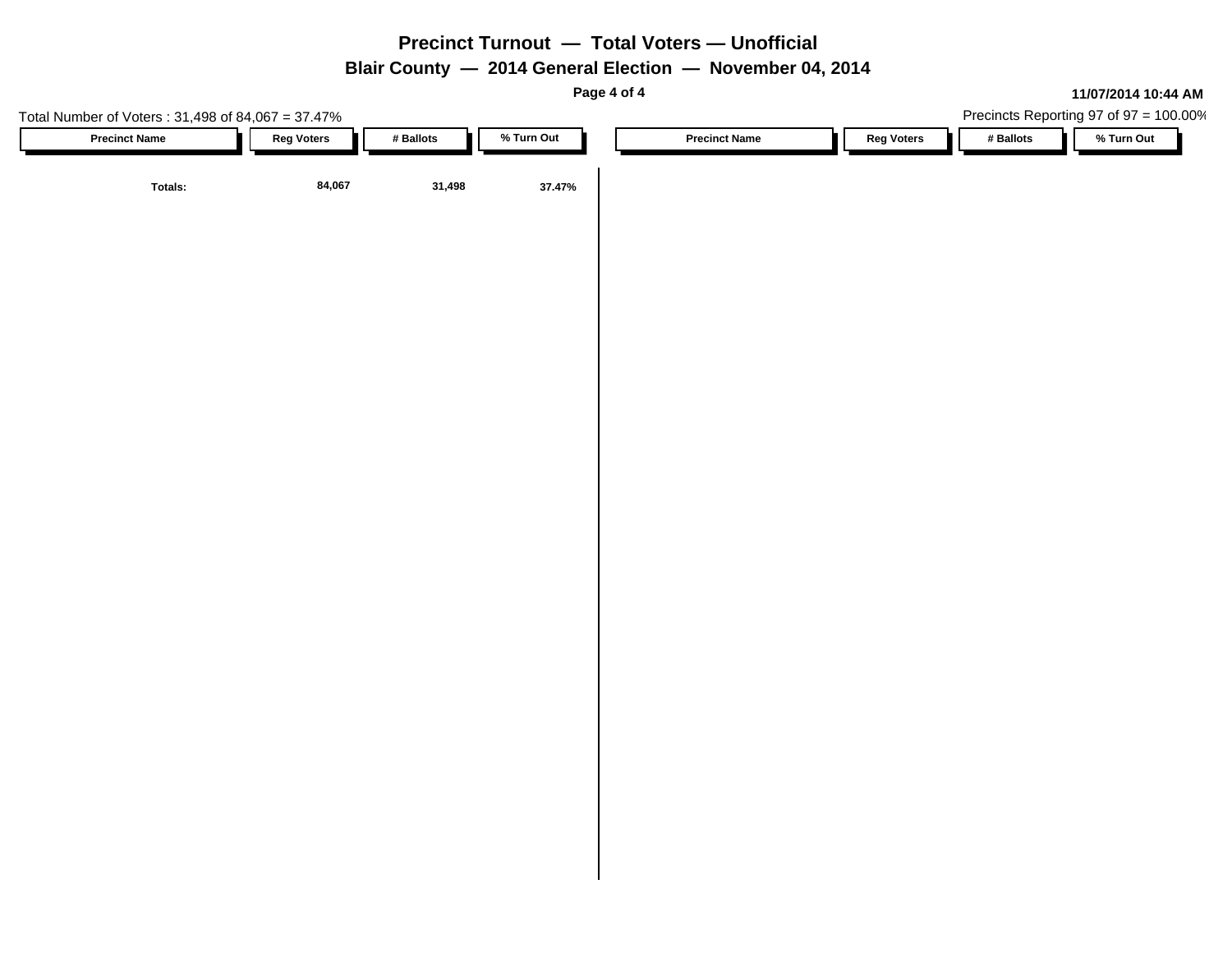# Precinct Turnout — Total Voters — Unofficial

## Blair County — 2014 General Election — November 04, 2014

11/07/2014 10:44 AM

Total Number of Voters : 31,498 of 84,067 = 37.47%

Precincts Reporting 97 of 97 = 100.00%

| Precinct Name | Reg Voters | # Ballots | % Turn Out | Precinct Name | Reg Voters | # Ballots | % Turn Out |
|---|---|---|---|---|---|---|---|
| **Totals:** | **84,067** | **31,498** | **37.47%** | | | | |